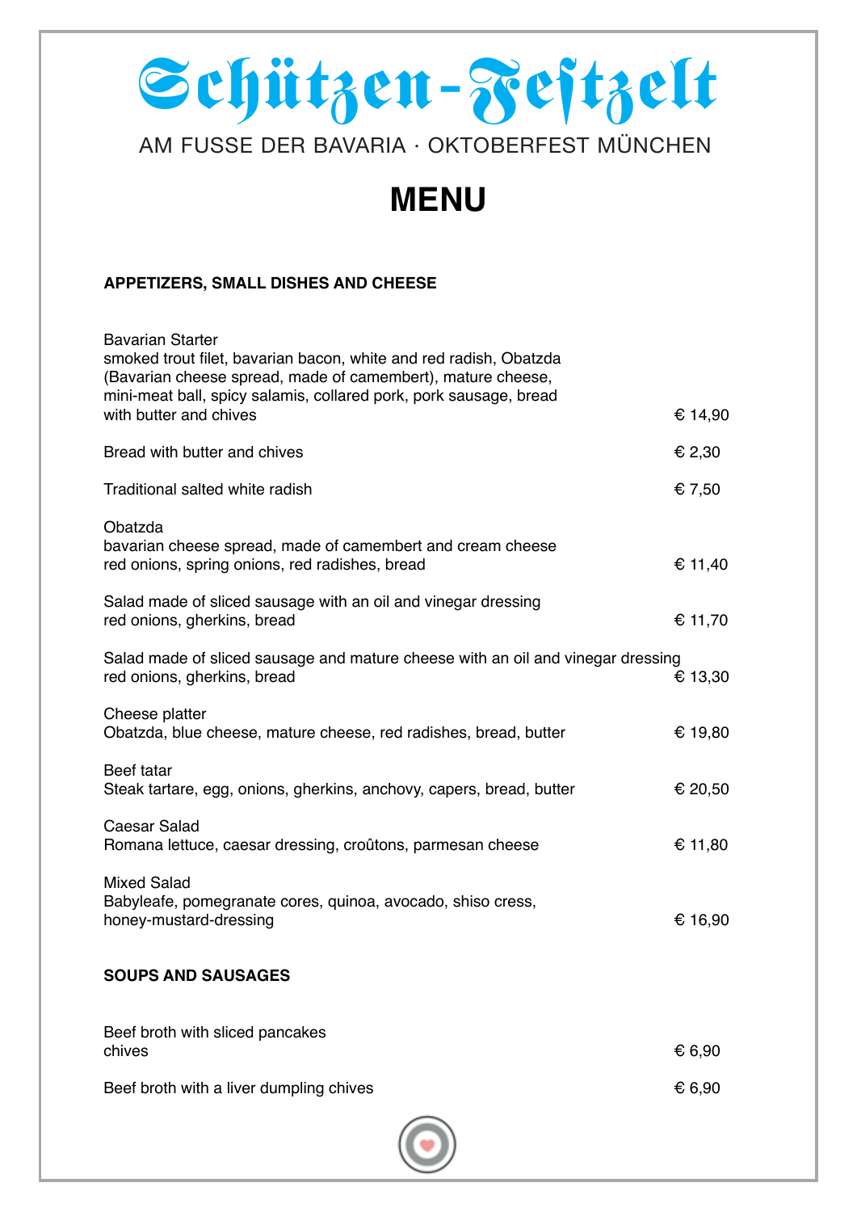# Schützen-Festzelt

AM FUSSE DER BAVARIA · OKTOBERFEST MÜNCHEN

## MENU

### APPETIZERS, SMALL DISHES AND CHEESE

Bavarian Starter
smoked trout filet, bavarian bacon, white and red radish, Obatzda (Bavarian cheese spread, made of camembert), mature cheese, mini-meat ball, spicy salamis, collared pork, pork sausage, bread with butter and chives — € 14,90

Bread with butter and chives — € 2,30

Traditional salted white radish — € 7,50

Obatzda
bavarian cheese spread, made of camembert and cream cheese red onions, spring onions, red radishes, bread — € 11,40

Salad made of sliced sausage with an oil and vinegar dressing
red onions, gherkins, bread — € 11,70

Salad made of sliced sausage and mature cheese with an oil and vinegar dressing
red onions, gherkins, bread — € 13,30

Cheese platter
Obatzda, blue cheese, mature cheese, red radishes, bread, butter — € 19,80

Beef tatar
Steak tartare, egg, onions, gherkins, anchovy, capers, bread, butter — € 20,50

Caesar Salad
Romana lettuce, caesar dressing, croûtons, parmesan cheese — € 11,80

Mixed Salad
Babyleafe, pomegranate cores, quinoa, avocado, shiso cress, honey-mustard-dressing — € 16,90

### SOUPS AND SAUSAGES

Beef broth with sliced pancakes
chives — € 6,90

Beef broth with a liver dumpling chives — € 6,90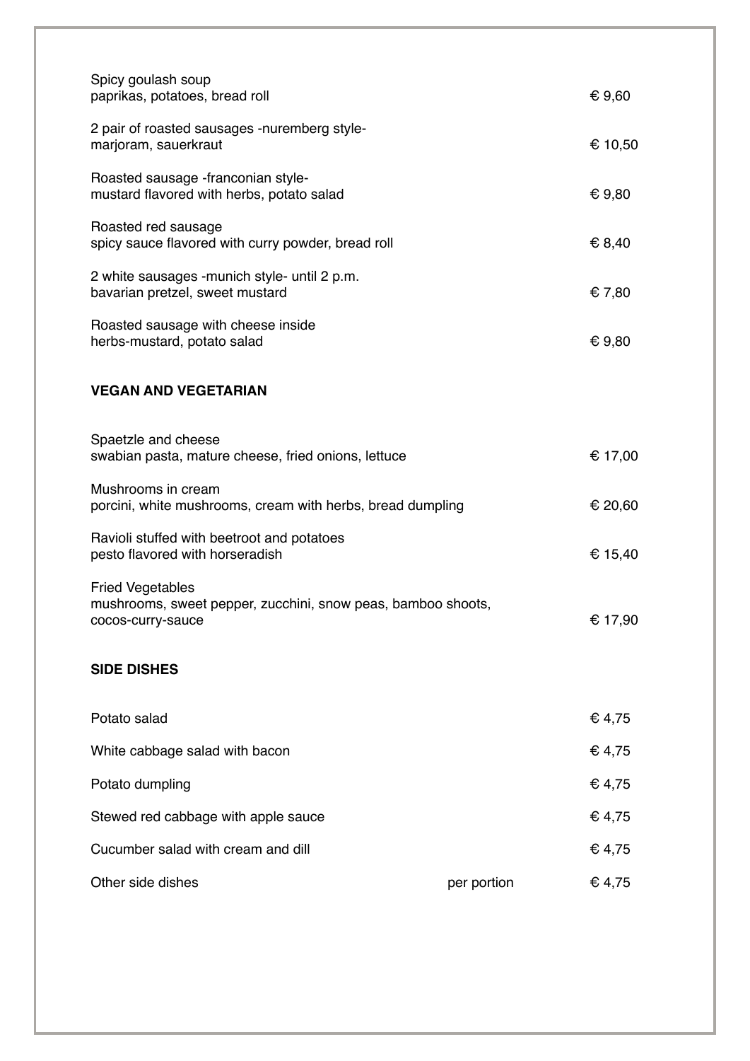Spicy goulash soup
paprikas, potatoes, bread roll — € 9,60

2 pair of roasted sausages -nuremberg style-
marjoram, sauerkraut — € 10,50

Roasted sausage -franconian style-
mustard flavored with herbs, potato salad — € 9,80

Roasted red sausage
spicy sauce flavored with curry powder, bread roll — € 8,40

2 white sausages -munich style- until 2 p.m.
bavarian pretzel, sweet mustard — € 7,80

Roasted sausage with cheese inside
herbs-mustard, potato salad — € 9,80

## VEGAN AND VEGETARIAN

Spaetzle and cheese
swabian pasta, mature cheese, fried onions, lettuce — € 17,00

Mushrooms in cream
porcini, white mushrooms, cream with herbs, bread dumpling — € 20,60

Ravioli stuffed with beetroot and potatoes
pesto flavored with horseradish — € 15,40

Fried Vegetables
mushrooms, sweet pepper, zucchini, snow peas, bamboo shoots,
cocos-curry-sauce — € 17,90

## SIDE DISHES

| Dish | | Price |
|---|---|---|
| Potato salad | | € 4,75 |
| White cabbage salad with bacon | | € 4,75 |
| Potato dumpling | | € 4,75 |
| Stewed red cabbage with apple sauce | | € 4,75 |
| Cucumber salad with cream and dill | | € 4,75 |
| Other side dishes | per portion | € 4,75 |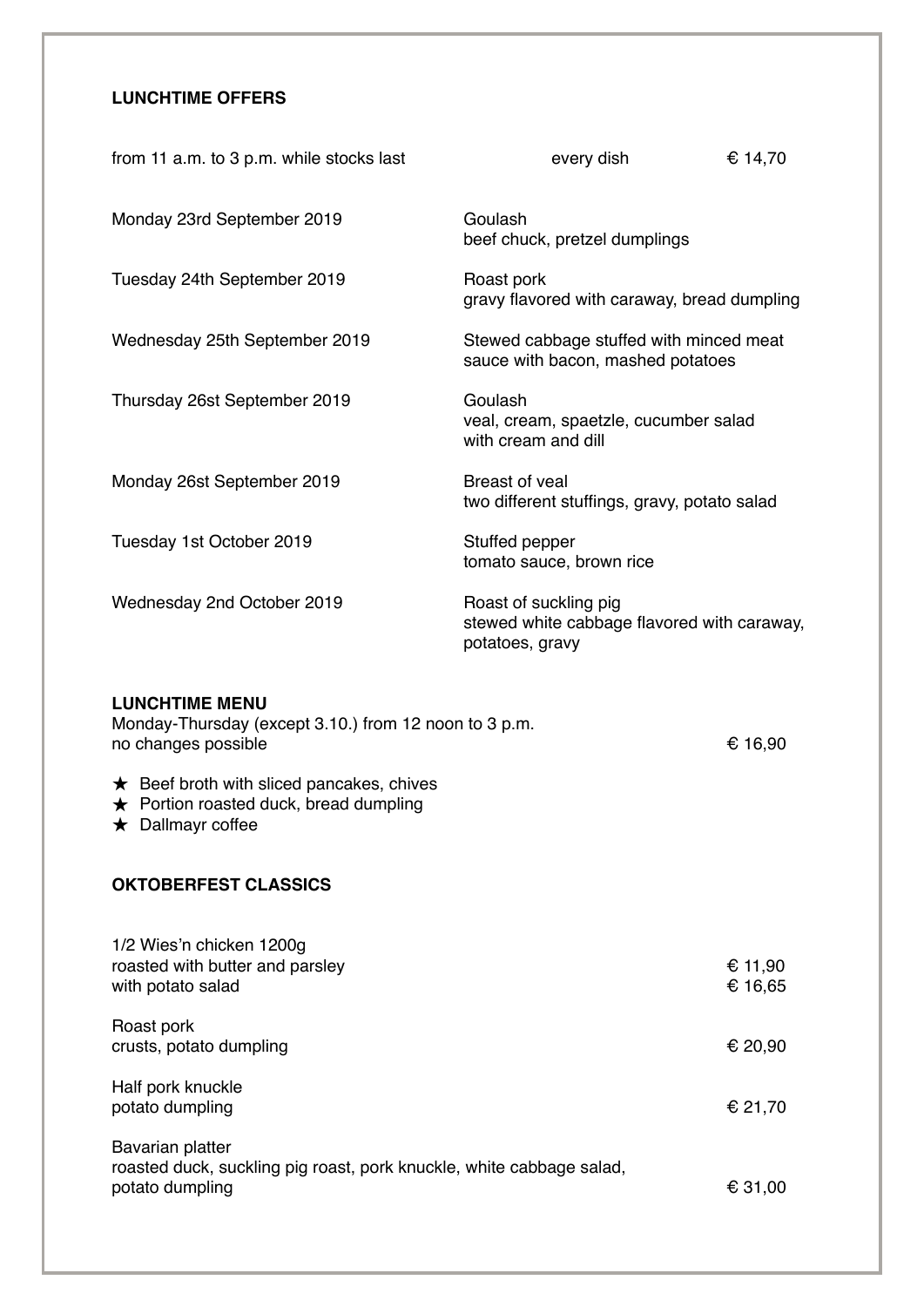## LUNCHTIME OFFERS

| from 11 a.m. to 3 p.m. while stocks last | every dish | € 14,70 |
|---|---|---|
| Monday 23rd September 2019 | Goulash<br>beef chuck, pretzel dumplings | |
| Tuesday 24th September 2019 | Roast pork<br>gravy flavored with caraway, bread dumpling | |
| Wednesday 25th September 2019 | Stewed cabbage stuffed with minced meat<br>sauce with bacon, mashed potatoes | |
| Thursday 26st September 2019 | Goulash<br>veal, cream, spaetzle, cucumber salad with cream and dill | |
| Monday 26st September 2019 | Breast of veal<br>two different stuffings, gravy, potato salad | |
| Tuesday 1st October 2019 | Stuffed pepper<br>tomato sauce, brown rice | |
| Wednesday 2nd October 2019 | Roast of suckling pig<br>stewed white cabbage flavored with caraway, potatoes, gravy | |

## LUNCHTIME MENU

Monday-Thursday (except 3.10.) from 12 noon to 3 p.m.
no changes possible € 16,90

- ★ Beef broth with sliced pancakes, chives
- ★ Portion roasted duck, bread dumpling
- ★ Dallmayr coffee

## OKTOBERFEST CLASSICS

1/2 Wies'n chicken 1200g
roasted with butter and parsley € 11,90
with potato salad € 16,65

Roast pork
crusts, potato dumpling € 20,90

Half pork knuckle
potato dumpling € 21,70

Bavarian platter
roasted duck, suckling pig roast, pork knuckle, white cabbage salad, potato dumpling € 31,00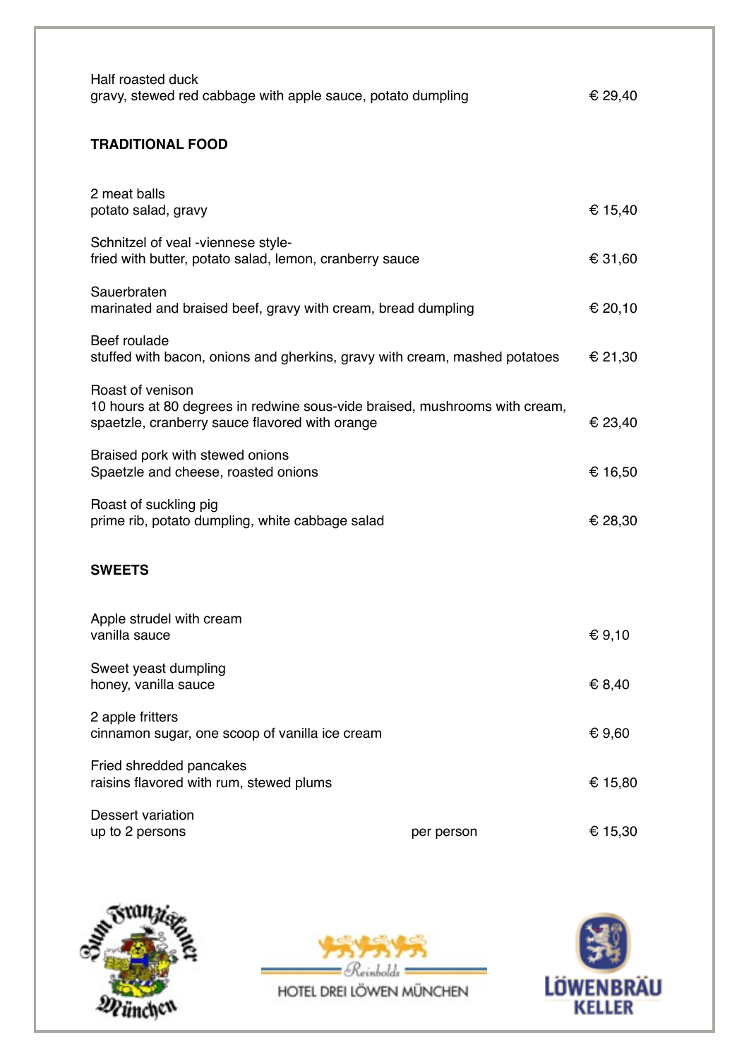Half roasted duck
gravy, stewed red cabbage with apple sauce, potato dumpling € 29,40

## TRADITIONAL FOOD

2 meat balls
potato salad, gravy € 15,40

Schnitzel of veal -viennese style-
fried with butter, potato salad, lemon, cranberry sauce € 31,60

Sauerbraten
marinated and braised beef, gravy with cream, bread dumpling € 20,10

Beef roulade
stuffed with bacon, onions and gherkins, gravy with cream, mashed potatoes € 21,30

Roast of venison
10 hours at 80 degrees in redwine sous-vide braised, mushrooms with cream, spaetzle, cranberry sauce flavored with orange € 23,40

Braised pork with stewed onions
Spaetzle and cheese, roasted onions € 16,50

Roast of suckling pig
prime rib, potato dumpling, white cabbage salad € 28,30

## SWEETS

Apple strudel with cream
vanilla sauce € 9,10

Sweet yeast dumpling
honey, vanilla sauce € 8,40

2 apple fritters
cinnamon sugar, one scoop of vanilla ice cream € 9,60

Fried shredded pancakes
raisins flavored with rum, stewed plums € 15,80

Dessert variation
up to 2 persons per person € 15,30

Zum Franziskaner München

Reinbolds HOTEL DREI LÖWEN MÜNCHEN

LÖWENBRÄU KELLER